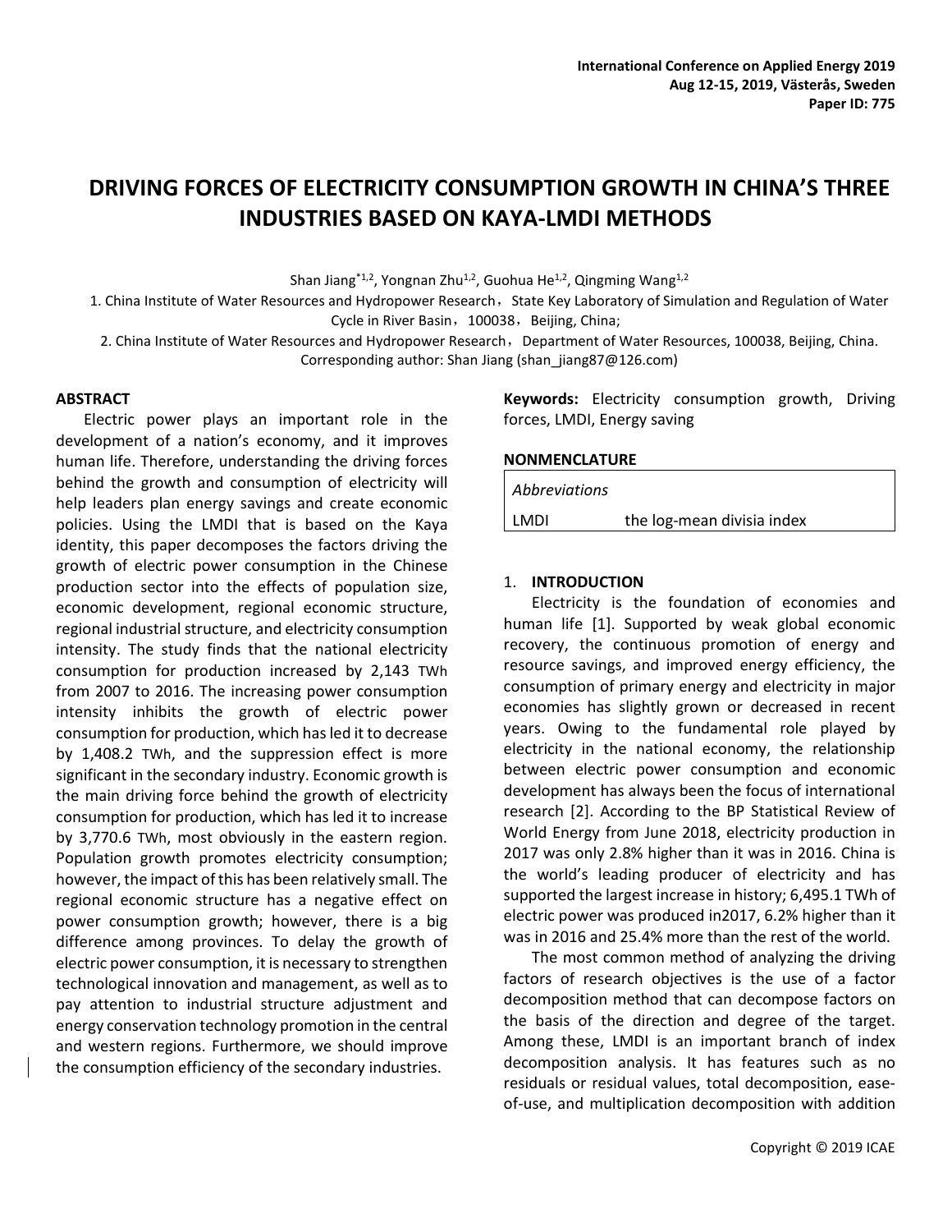# DRIVING FORCES OF ELECTRICITY CONSUMPTION GROWTH IN CHINA'S THREE INDUSTRIES BASED ON KAYA-LMDI METHODS

Shan Jiang[*1,2], Yongnan Zhu[1,2], Guohua He[1,2], Qingming Wang[1,2]

1. China Institute of Water Resources and Hydropower Research，State Key Laboratory of Simulation and Regulation of Water Cycle in River Basin，100038，Beijing, China;

2. China Institute of Water Resources and Hydropower Research，Department of Water Resources, 100038, Beijing, China.

Corresponding author: Shan Jiang (shan_jiang87@126.com)

## ABSTRACT

Electric power plays an important role in the development of a nation's economy, and it improves human life. Therefore, understanding the driving forces behind the growth and consumption of electricity will help leaders plan energy savings and create economic policies. Using the LMDI that is based on the Kaya identity, this paper decomposes the factors driving the growth of electric power consumption in the Chinese production sector into the effects of population size, economic development, regional economic structure, regional industrial structure, and electricity consumption intensity. The study finds that the national electricity consumption for production increased by 2,143 TWh from 2007 to 2016. The increasing power consumption intensity inhibits the growth of electric power consumption for production, which has led it to decrease by 1,408.2 TWh, and the suppression effect is more significant in the secondary industry. Economic growth is the main driving force behind the growth of electricity consumption for production, which has led it to increase by 3,770.6 TWh, most obviously in the eastern region. Population growth promotes electricity consumption; however, the impact of this has been relatively small. The regional economic structure has a negative effect on power consumption growth; however, there is a big difference among provinces. To delay the growth of electric power consumption, it is necessary to strengthen technological innovation and management, as well as to pay attention to industrial structure adjustment and energy conservation technology promotion in the central and western regions. Furthermore, we should improve the consumption efficiency of the secondary industries.

**Keywords:** Electricity consumption growth, Driving forces, LMDI, Energy saving

## NONMENCLATURE

| *Abbreviations* | |
|---|---|
| LMDI | the log-mean divisia index |

## 1. INTRODUCTION

Electricity is the foundation of economies and human life [1]. Supported by weak global economic recovery, the continuous promotion of energy and resource savings, and improved energy efficiency, the consumption of primary energy and electricity in major economies has slightly grown or decreased in recent years. Owing to the fundamental role played by electricity in the national economy, the relationship between electric power consumption and economic development has always been the focus of international research [2]. According to the BP Statistical Review of World Energy from June 2018, electricity production in 2017 was only 2.8% higher than it was in 2016. China is the world's leading producer of electricity and has supported the largest increase in history; 6,495.1 TWh of electric power was produced in2017, 6.2% higher than it was in 2016 and 25.4% more than the rest of the world.

The most common method of analyzing the driving factors of research objectives is the use of a factor decomposition method that can decompose factors on the basis of the direction and degree of the target. Among these, LMDI is an important branch of index decomposition analysis. It has features such as no residuals or residual values, total decomposition, ease-of-use, and multiplication decomposition with addition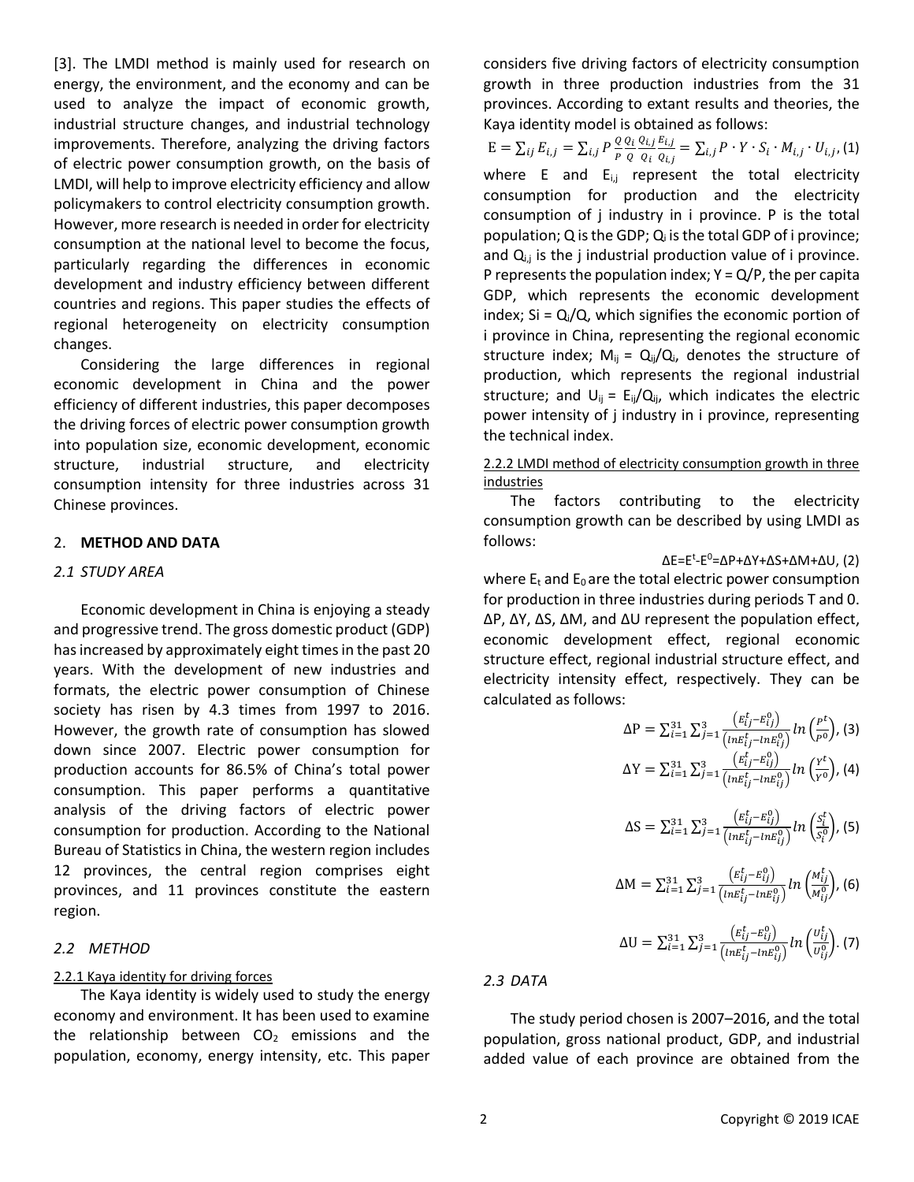[3]. The LMDI method is mainly used for research on energy, the environment, and the economy and can be used to analyze the impact of economic growth, industrial structure changes, and industrial technology improvements. Therefore, analyzing the driving factors of electric power consumption growth, on the basis of LMDI, will help to improve electricity efficiency and allow policymakers to control electricity consumption growth. However, more research is needed in order for electricity consumption at the national level to become the focus, particularly regarding the differences in economic development and industry efficiency between different countries and regions. This paper studies the effects of regional heterogeneity on electricity consumption changes.

Considering the large differences in regional economic development in China and the power efficiency of different industries, this paper decomposes the driving forces of electric power consumption growth into population size, economic development, economic structure, industrial structure, and electricity consumption intensity for three industries across 31 Chinese provinces.

## 2. METHOD AND DATA

### *2.1 STUDY AREA*

Economic development in China is enjoying a steady and progressive trend. The gross domestic product (GDP) has increased by approximately eight times in the past 20 years. With the development of new industries and formats, the electric power consumption of Chinese society has risen by 4.3 times from 1997 to 2016. However, the growth rate of consumption has slowed down since 2007. Electric power consumption for production accounts for 86.5% of China's total power consumption. This paper performs a quantitative analysis of the driving factors of electric power consumption for production. According to the National Bureau of Statistics in China, the western region includes 12 provinces, the central region comprises eight provinces, and 11 provinces constitute the eastern region.

### *2.2 METHOD*

#### 2.2.1 Kaya identity for driving forces

The Kaya identity is widely used to study the energy economy and environment. It has been used to examine the relationship between $CO_2$ emissions and the population, economy, energy intensity, etc. This paper considers five driving factors of electricity consumption growth in three production industries from the 31 provinces. According to extant results and theories, the Kaya identity model is obtained as follows:

$$\mathrm{E} = \sum_{ij} E_{i,j} = \sum_{i,j} P\,\frac{Q}{P}\,\frac{Q_i}{Q}\,\frac{Q_{i,j}}{Q_i}\,\frac{E_{i,j}}{Q_{i,j}} = \sum_{i,j} P\cdot Y\cdot S_i\cdot M_{i,j}\cdot U_{i,j}, \quad (1)$$

where E and $E_{i,j}$ represent the total electricity consumption for production and the electricity consumption of j industry in i province. P is the total population; Q is the GDP; $Q_i$ is the total GDP of i province; and $Q_{i,j}$ is the j industrial production value of i province. P represents the population index; $Y = Q/P$, the per capita GDP, which represents the economic development index; $S_i = Q_i/Q$, which signifies the economic portion of i province in China, representing the regional economic structure index; $M_{ij} = Q_{ij}/Q_i$, denotes the structure of production, which represents the regional industrial structure; and $U_{ij} = E_{ij}/Q_{ij}$, which indicates the electric power intensity of j industry in i province, representing the technical index.

#### 2.2.2 LMDI method of electricity consumption growth in three industries

The factors contributing to the electricity consumption growth can be described by using LMDI as follows:

$$\Delta E = E^t - E^0 = \Delta P + \Delta Y + \Delta S + \Delta M + \Delta U, \quad (2)$$

where $E_t$ and $E_0$ are the total electric power consumption for production in three industries during periods T and 0. ΔP, ΔY, ΔS, ΔM, and ΔU represent the population effect, economic development effect, regional economic structure effect, regional industrial structure effect, and electricity intensity effect, respectively. They can be calculated as follows:

$$\Delta \mathrm{P} = \sum_{i=1}^{31}\sum_{j=1}^{3} \frac{\left(E_{ij}^t - E_{ij}^0\right)}{\left(lnE_{ij}^t - lnE_{ij}^0\right)} ln\left(\frac{P^t}{P^0}\right), \quad (3)$$

$$\Delta \mathrm{Y} = \sum_{i=1}^{31}\sum_{j=1}^{3} \frac{\left(E_{ij}^t - E_{ij}^0\right)}{\left(lnE_{ij}^t - lnE_{ij}^0\right)} ln\left(\frac{Y^t}{Y^0}\right), \quad (4)$$

$$\Delta \mathrm{S} = \sum_{i=1}^{31}\sum_{j=1}^{3} \frac{\left(E_{ij}^t - E_{ij}^0\right)}{\left(lnE_{ij}^t - lnE_{ij}^0\right)} ln\left(\frac{S_i^t}{S_i^0}\right), \quad (5)$$

$$\Delta \mathrm{M} = \sum_{i=1}^{31}\sum_{j=1}^{3} \frac{\left(E_{ij}^t - E_{ij}^0\right)}{\left(lnE_{ij}^t - lnE_{ij}^0\right)} ln\left(\frac{M_{ij}^t}{M_{ij}^0}\right), \quad (6)$$

$$\Delta \mathrm{U} = \sum_{i=1}^{31}\sum_{j=1}^{3} \frac{\left(E_{ij}^t - E_{ij}^0\right)}{\left(lnE_{ij}^t - lnE_{ij}^0\right)} ln\left(\frac{U_{ij}^t}{U_{ij}^0}\right). \quad (7)$$

### *2.3 DATA*

The study period chosen is 2007–2016, and the total population, gross national product, GDP, and industrial added value of each province are obtained from the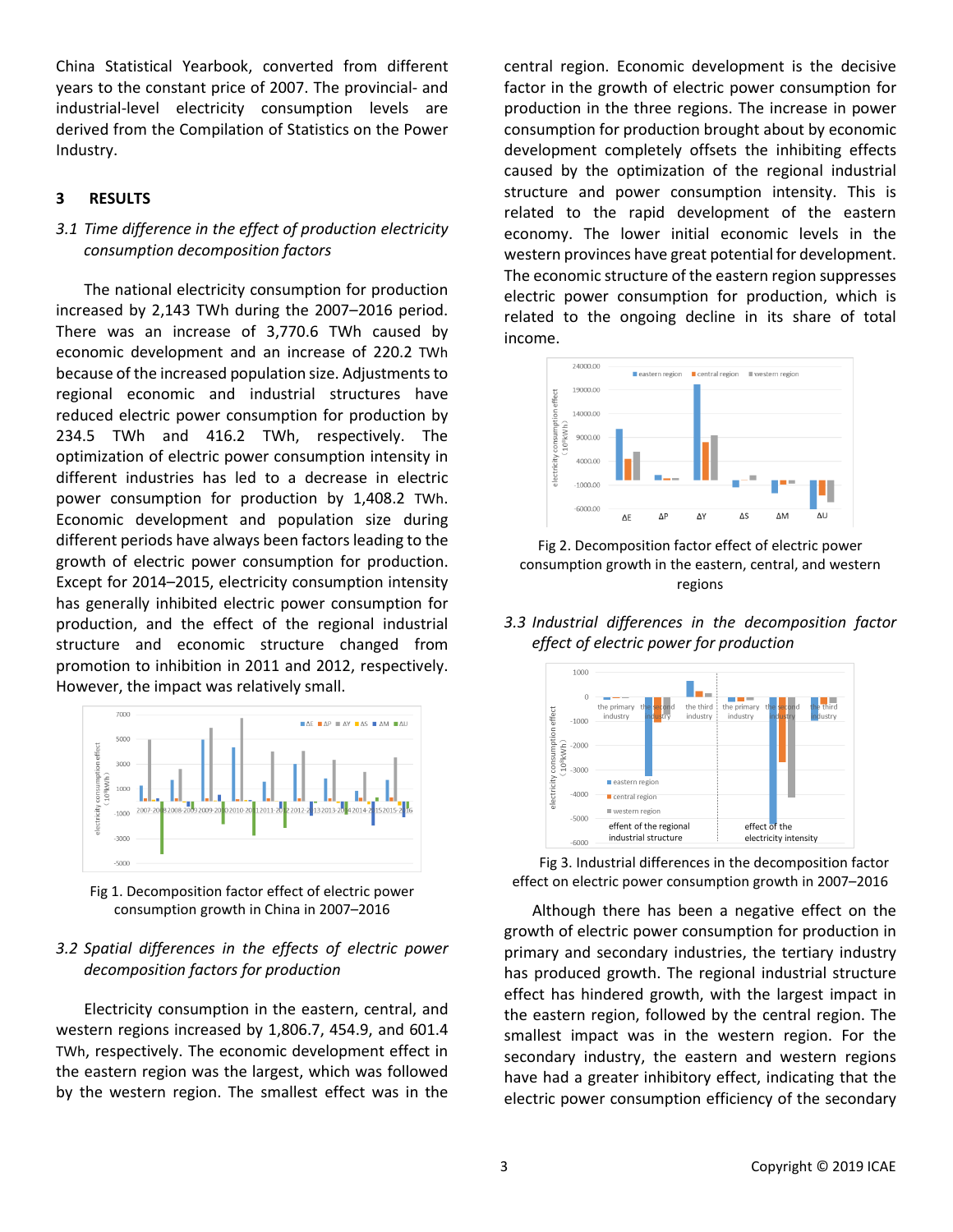China Statistical Yearbook, converted from different years to the constant price of 2007. The provincial- and industrial-level electricity consumption levels are derived from the Compilation of Statistics on the Power Industry.

## 3 RESULTS

### *3.1 Time difference in the effect of production electricity consumption decomposition factors*

The national electricity consumption for production increased by 2,143 TWh during the 2007–2016 period. There was an increase of 3,770.6 TWh caused by economic development and an increase of 220.2 TWh because of the increased population size. Adjustments to regional economic and industrial structures have reduced electric power consumption for production by 234.5 TWh and 416.2 TWh, respectively. The optimization of electric power consumption intensity in different industries has led to a decrease in electric power consumption for production by 1,408.2 TWh. Economic development and population size during different periods have always been factors leading to the growth of electric power consumption for production. Except for 2014–2015, electricity consumption intensity has generally inhibited electric power consumption for production, and the effect of the regional industrial structure and economic structure changed from promotion to inhibition in 2011 and 2012, respectively. However, the impact was relatively small.

Fig 1. Decomposition factor effect of electric power consumption growth in China in 2007–2016

### *3.2 Spatial differences in the effects of electric power decomposition factors for production*

Electricity consumption in the eastern, central, and western regions increased by 1,806.7, 454.9, and 601.4 TWh, respectively. The economic development effect in the eastern region was the largest, which was followed by the western region. The smallest effect was in the central region. Economic development is the decisive factor in the growth of electric power consumption for production in the three regions. The increase in power consumption for production brought about by economic development completely offsets the inhibiting effects caused by the optimization of the regional industrial structure and power consumption intensity. This is related to the rapid development of the eastern economy. The lower initial economic levels in the western provinces have great potential for development. The economic structure of the eastern region suppresses electric power consumption for production, which is related to the ongoing decline in its share of total income.

Fig 2. Decomposition factor effect of electric power consumption growth in the eastern, central, and western regions

### *3.3 Industrial differences in the decomposition factor effect of electric power for production*

Fig 3. Industrial differences in the decomposition factor effect on electric power consumption growth in 2007–2016

Although there has been a negative effect on the growth of electric power consumption for production in primary and secondary industries, the tertiary industry has produced growth. The regional industrial structure effect has hindered growth, with the largest impact in the eastern region, followed by the central region. The smallest impact was in the western region. For the secondary industry, the eastern and western regions have had a greater inhibitory effect, indicating that the electric power consumption efficiency of the secondary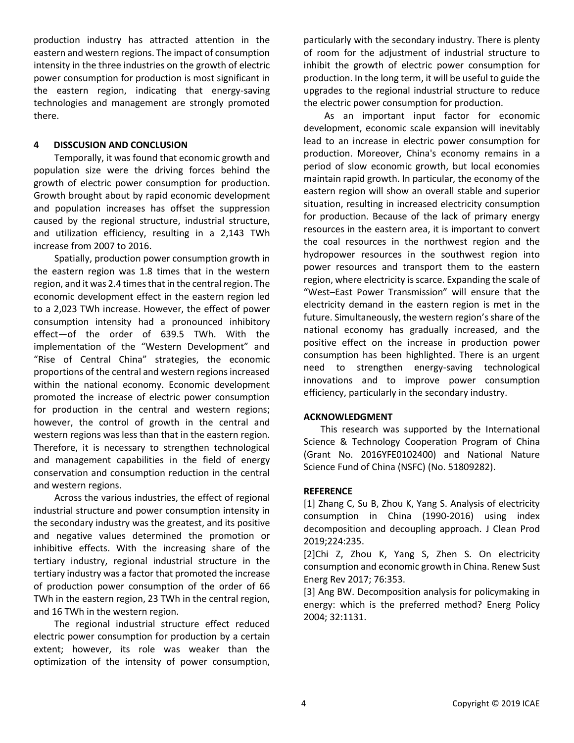production industry has attracted attention in the eastern and western regions. The impact of consumption intensity in the three industries on the growth of electric power consumption for production is most significant in the eastern region, indicating that energy-saving technologies and management are strongly promoted there.

## 4 DISSCUSION AND CONCLUSION

Temporally, it was found that economic growth and population size were the driving forces behind the growth of electric power consumption for production. Growth brought about by rapid economic development and population increases has offset the suppression caused by the regional structure, industrial structure, and utilization efficiency, resulting in a 2,143 TWh increase from 2007 to 2016.

Spatially, production power consumption growth in the eastern region was 1.8 times that in the western region, and it was 2.4 times that in the central region. The economic development effect in the eastern region led to a 2,023 TWh increase. However, the effect of power consumption intensity had a pronounced inhibitory effect—of the order of 639.5 TWh. With the implementation of the "Western Development" and "Rise of Central China" strategies, the economic proportions of the central and western regions increased within the national economy. Economic development promoted the increase of electric power consumption for production in the central and western regions; however, the control of growth in the central and western regions was less than that in the eastern region. Therefore, it is necessary to strengthen technological and management capabilities in the field of energy conservation and consumption reduction in the central and western regions.

Across the various industries, the effect of regional industrial structure and power consumption intensity in the secondary industry was the greatest, and its positive and negative values determined the promotion or inhibitive effects. With the increasing share of the tertiary industry, regional industrial structure in the tertiary industry was a factor that promoted the increase of production power consumption of the order of 66 TWh in the eastern region, 23 TWh in the central region, and 16 TWh in the western region.

The regional industrial structure effect reduced electric power consumption for production by a certain extent; however, its role was weaker than the optimization of the intensity of power consumption, particularly with the secondary industry. There is plenty of room for the adjustment of industrial structure to inhibit the growth of electric power consumption for production. In the long term, it will be useful to guide the upgrades to the regional industrial structure to reduce the electric power consumption for production.

As an important input factor for economic development, economic scale expansion will inevitably lead to an increase in electric power consumption for production. Moreover, China's economy remains in a period of slow economic growth, but local economies maintain rapid growth. In particular, the economy of the eastern region will show an overall stable and superior situation, resulting in increased electricity consumption for production. Because of the lack of primary energy resources in the eastern area, it is important to convert the coal resources in the northwest region and the hydropower resources in the southwest region into power resources and transport them to the eastern region, where electricity is scarce. Expanding the scale of "West–East Power Transmission" will ensure that the electricity demand in the eastern region is met in the future. Simultaneously, the western region's share of the national economy has gradually increased, and the positive effect on the increase in production power consumption has been highlighted. There is an urgent need to strengthen energy-saving technological innovations and to improve power consumption efficiency, particularly in the secondary industry.

## ACKNOWLEDGMENT

This research was supported by the International Science & Technology Cooperation Program of China (Grant No. 2016YFE0102400) and National Nature Science Fund of China (NSFC) (No. 51809282).

## REFERENCE

[1] Zhang C, Su B, Zhou K, Yang S. Analysis of electricity consumption in China (1990-2016) using index decomposition and decoupling approach. J Clean Prod 2019;224:235.

[2]Chi Z, Zhou K, Yang S, Zhen S. On electricity consumption and economic growth in China. Renew Sust Energ Rev 2017; 76:353.

[3] Ang BW. Decomposition analysis for policymaking in energy: which is the preferred method? Energ Policy 2004; 32:1131.